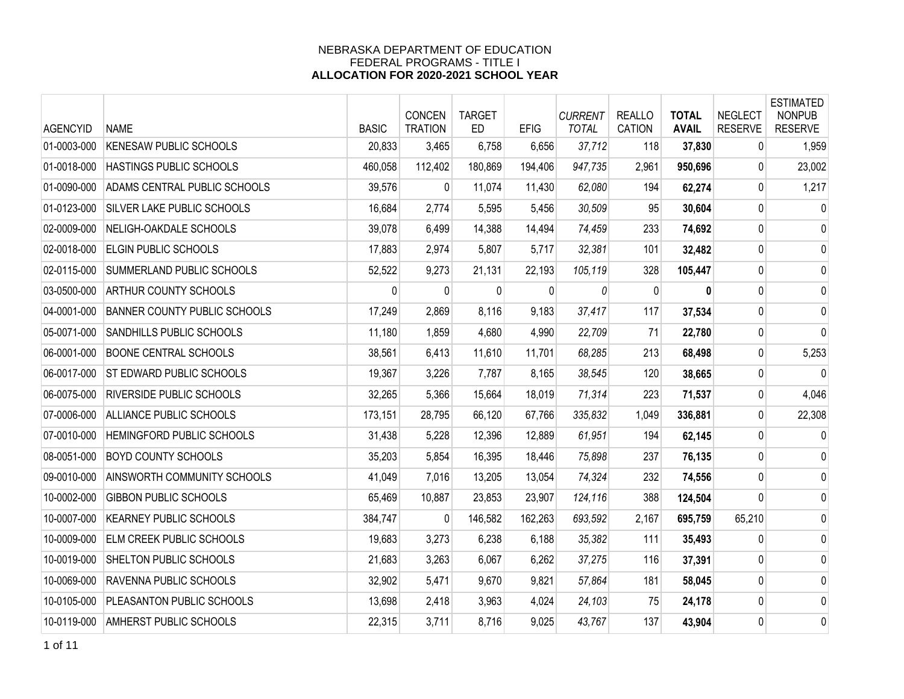# NEBRASKA DEPARTMENT OF EDUCATION
## FEDERAL PROGRAMS - TITLE I
## ALLOCATION FOR 2020-2021 SCHOOL YEAR

| AGENCYID | NAME | BASIC | CONCEN TRATION | TARGET ED | EFIG | *CURRENT TOTAL* | REALLO CATION | **TOTAL AVAIL** | NEGLECT RESERVE | ESTIMATED NONPUB RESERVE |
|---|---|---|---|---|---|---|---|---|---|---|
| 01-0003-000 | KENESAW PUBLIC SCHOOLS | 20,833 | 3,465 | 6,758 | 6,656 | *37,712* | 118 | **37,830** | 0 | 1,959 |
| 01-0018-000 | HASTINGS PUBLIC SCHOOLS | 460,058 | 112,402 | 180,869 | 194,406 | *947,735* | 2,961 | **950,696** | 0 | 23,002 |
| 01-0090-000 | ADAMS CENTRAL PUBLIC SCHOOLS | 39,576 | 0 | 11,074 | 11,430 | *62,080* | 194 | **62,274** | 0 | 1,217 |
| 01-0123-000 | SILVER LAKE PUBLIC SCHOOLS | 16,684 | 2,774 | 5,595 | 5,456 | *30,509* | 95 | **30,604** | 0 | 0 |
| 02-0009-000 | NELIGH-OAKDALE SCHOOLS | 39,078 | 6,499 | 14,388 | 14,494 | *74,459* | 233 | **74,692** | 0 | 0 |
| 02-0018-000 | ELGIN PUBLIC SCHOOLS | 17,883 | 2,974 | 5,807 | 5,717 | *32,381* | 101 | **32,482** | 0 | 0 |
| 02-0115-000 | SUMMERLAND PUBLIC SCHOOLS | 52,522 | 9,273 | 21,131 | 22,193 | *105,119* | 328 | **105,447** | 0 | 0 |
| 03-0500-000 | ARTHUR COUNTY SCHOOLS | 0 | 0 | 0 | 0 | *0* | 0 | **0** | 0 | 0 |
| 04-0001-000 | BANNER COUNTY PUBLIC SCHOOLS | 17,249 | 2,869 | 8,116 | 9,183 | *37,417* | 117 | **37,534** | 0 | 0 |
| 05-0071-000 | SANDHILLS PUBLIC SCHOOLS | 11,180 | 1,859 | 4,680 | 4,990 | *22,709* | 71 | **22,780** | 0 | 0 |
| 06-0001-000 | BOONE CENTRAL SCHOOLS | 38,561 | 6,413 | 11,610 | 11,701 | *68,285* | 213 | **68,498** | 0 | 5,253 |
| 06-0017-000 | ST EDWARD PUBLIC SCHOOLS | 19,367 | 3,226 | 7,787 | 8,165 | *38,545* | 120 | **38,665** | 0 | 0 |
| 06-0075-000 | RIVERSIDE PUBLIC SCHOOLS | 32,265 | 5,366 | 15,664 | 18,019 | *71,314* | 223 | **71,537** | 0 | 4,046 |
| 07-0006-000 | ALLIANCE PUBLIC SCHOOLS | 173,151 | 28,795 | 66,120 | 67,766 | *335,832* | 1,049 | **336,881** | 0 | 22,308 |
| 07-0010-000 | HEMINGFORD PUBLIC SCHOOLS | 31,438 | 5,228 | 12,396 | 12,889 | *61,951* | 194 | **62,145** | 0 | 0 |
| 08-0051-000 | BOYD COUNTY SCHOOLS | 35,203 | 5,854 | 16,395 | 18,446 | *75,898* | 237 | **76,135** | 0 | 0 |
| 09-0010-000 | AINSWORTH COMMUNITY SCHOOLS | 41,049 | 7,016 | 13,205 | 13,054 | *74,324* | 232 | **74,556** | 0 | 0 |
| 10-0002-000 | GIBBON PUBLIC SCHOOLS | 65,469 | 10,887 | 23,853 | 23,907 | *124,116* | 388 | **124,504** | 0 | 0 |
| 10-0007-000 | KEARNEY PUBLIC SCHOOLS | 384,747 | 0 | 146,582 | 162,263 | *693,592* | 2,167 | **695,759** | 65,210 | 0 |
| 10-0009-000 | ELM CREEK PUBLIC SCHOOLS | 19,683 | 3,273 | 6,238 | 6,188 | *35,382* | 111 | **35,493** | 0 | 0 |
| 10-0019-000 | SHELTON PUBLIC SCHOOLS | 21,683 | 3,263 | 6,067 | 6,262 | *37,275* | 116 | **37,391** | 0 | 0 |
| 10-0069-000 | RAVENNA PUBLIC SCHOOLS | 32,902 | 5,471 | 9,670 | 9,821 | *57,864* | 181 | **58,045** | 0 | 0 |
| 10-0105-000 | PLEASANTON PUBLIC SCHOOLS | 13,698 | 2,418 | 3,963 | 4,024 | *24,103* | 75 | **24,178** | 0 | 0 |
| 10-0119-000 | AMHERST PUBLIC SCHOOLS | 22,315 | 3,711 | 8,716 | 9,025 | *43,767* | 137 | **43,904** | 0 | 0 |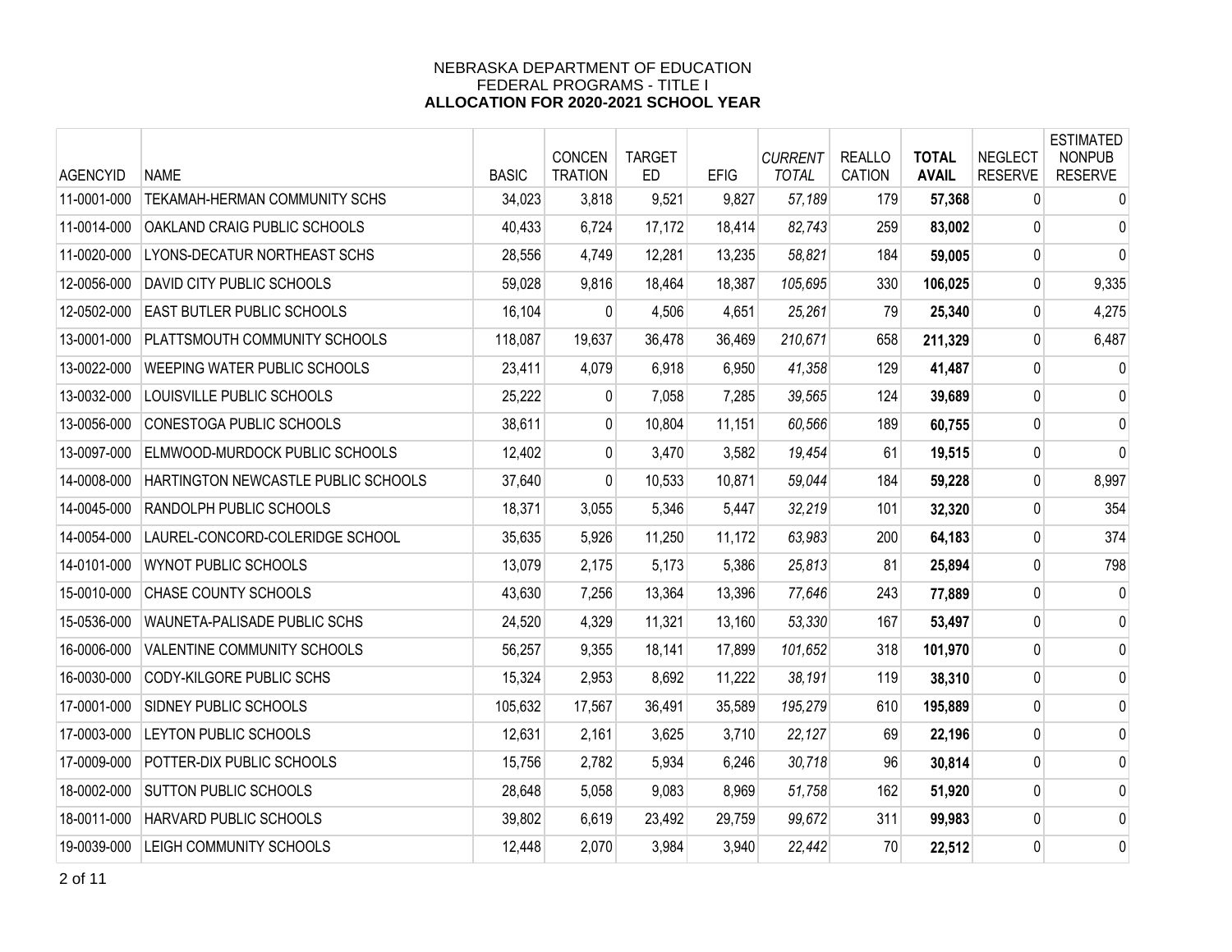NEBRASKA DEPARTMENT OF EDUCATION
FEDERAL PROGRAMS - TITLE I
**ALLOCATION FOR 2020-2021 SCHOOL YEAR**

| AGENCYID | NAME | BASIC | CONCEN TRATION | TARGET ED | EFIG | *CURRENT TOTAL* | REALLO CATION | **TOTAL AVAIL** | NEGLECT RESERVE | ESTIMATED NONPUB RESERVE |
|---|---|---|---|---|---|---|---|---|---|---|
| 11-0001-000 | TEKAMAH-HERMAN COMMUNITY SCHS | 34,023 | 3,818 | 9,521 | 9,827 | *57,189* | 179 | **57,368** | 0 | 0 |
| 11-0014-000 | OAKLAND CRAIG PUBLIC SCHOOLS | 40,433 | 6,724 | 17,172 | 18,414 | *82,743* | 259 | **83,002** | 0 | 0 |
| 11-0020-000 | LYONS-DECATUR NORTHEAST SCHS | 28,556 | 4,749 | 12,281 | 13,235 | *58,821* | 184 | **59,005** | 0 | 0 |
| 12-0056-000 | DAVID CITY PUBLIC SCHOOLS | 59,028 | 9,816 | 18,464 | 18,387 | *105,695* | 330 | **106,025** | 0 | 9,335 |
| 12-0502-000 | EAST BUTLER PUBLIC SCHOOLS | 16,104 | 0 | 4,506 | 4,651 | *25,261* | 79 | **25,340** | 0 | 4,275 |
| 13-0001-000 | PLATTSMOUTH COMMUNITY SCHOOLS | 118,087 | 19,637 | 36,478 | 36,469 | *210,671* | 658 | **211,329** | 0 | 6,487 |
| 13-0022-000 | WEEPING WATER PUBLIC SCHOOLS | 23,411 | 4,079 | 6,918 | 6,950 | *41,358* | 129 | **41,487** | 0 | 0 |
| 13-0032-000 | LOUISVILLE PUBLIC SCHOOLS | 25,222 | 0 | 7,058 | 7,285 | *39,565* | 124 | **39,689** | 0 | 0 |
| 13-0056-000 | CONESTOGA PUBLIC SCHOOLS | 38,611 | 0 | 10,804 | 11,151 | *60,566* | 189 | **60,755** | 0 | 0 |
| 13-0097-000 | ELMWOOD-MURDOCK PUBLIC SCHOOLS | 12,402 | 0 | 3,470 | 3,582 | *19,454* | 61 | **19,515** | 0 | 0 |
| 14-0008-000 | HARTINGTON NEWCASTLE PUBLIC SCHOOLS | 37,640 | 0 | 10,533 | 10,871 | *59,044* | 184 | **59,228** | 0 | 8,997 |
| 14-0045-000 | RANDOLPH PUBLIC SCHOOLS | 18,371 | 3,055 | 5,346 | 5,447 | *32,219* | 101 | **32,320** | 0 | 354 |
| 14-0054-000 | LAUREL-CONCORD-COLERIDGE SCHOOL | 35,635 | 5,926 | 11,250 | 11,172 | *63,983* | 200 | **64,183** | 0 | 374 |
| 14-0101-000 | WYNOT PUBLIC SCHOOLS | 13,079 | 2,175 | 5,173 | 5,386 | *25,813* | 81 | **25,894** | 0 | 798 |
| 15-0010-000 | CHASE COUNTY SCHOOLS | 43,630 | 7,256 | 13,364 | 13,396 | *77,646* | 243 | **77,889** | 0 | 0 |
| 15-0536-000 | WAUNETA-PALISADE PUBLIC SCHS | 24,520 | 4,329 | 11,321 | 13,160 | *53,330* | 167 | **53,497** | 0 | 0 |
| 16-0006-000 | VALENTINE COMMUNITY SCHOOLS | 56,257 | 9,355 | 18,141 | 17,899 | *101,652* | 318 | **101,970** | 0 | 0 |
| 16-0030-000 | CODY-KILGORE PUBLIC SCHS | 15,324 | 2,953 | 8,692 | 11,222 | *38,191* | 119 | **38,310** | 0 | 0 |
| 17-0001-000 | SIDNEY PUBLIC SCHOOLS | 105,632 | 17,567 | 36,491 | 35,589 | *195,279* | 610 | **195,889** | 0 | 0 |
| 17-0003-000 | LEYTON PUBLIC SCHOOLS | 12,631 | 2,161 | 3,625 | 3,710 | *22,127* | 69 | **22,196** | 0 | 0 |
| 17-0009-000 | POTTER-DIX PUBLIC SCHOOLS | 15,756 | 2,782 | 5,934 | 6,246 | *30,718* | 96 | **30,814** | 0 | 0 |
| 18-0002-000 | SUTTON PUBLIC SCHOOLS | 28,648 | 5,058 | 9,083 | 8,969 | *51,758* | 162 | **51,920** | 0 | 0 |
| 18-0011-000 | HARVARD PUBLIC SCHOOLS | 39,802 | 6,619 | 23,492 | 29,759 | *99,672* | 311 | **99,983** | 0 | 0 |
| 19-0039-000 | LEIGH COMMUNITY SCHOOLS | 12,448 | 2,070 | 3,984 | 3,940 | *22,442* | 70 | **22,512** | 0 | 0 |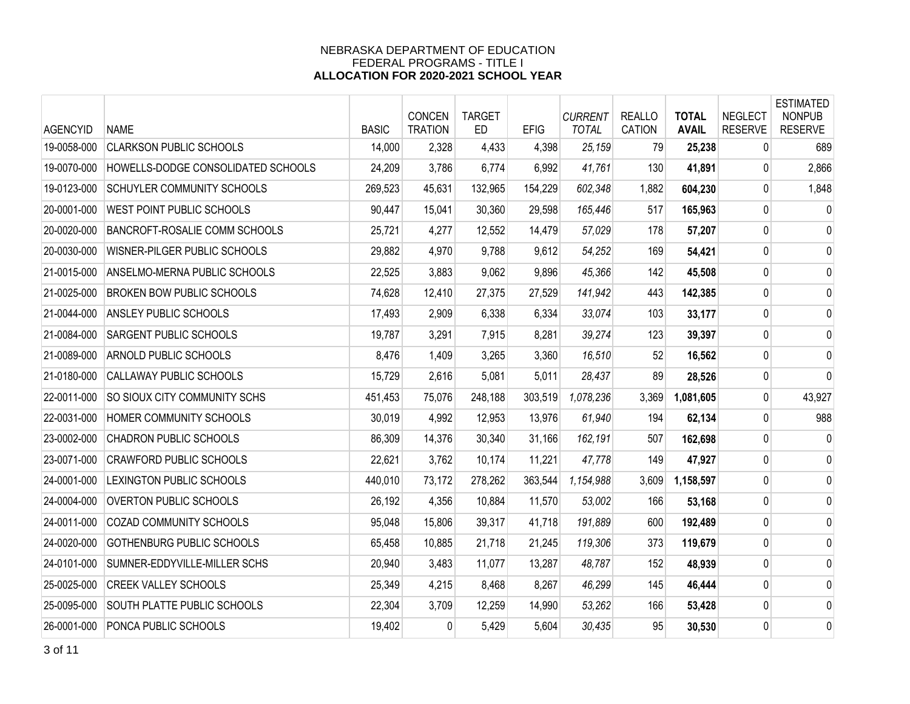NEBRASKA DEPARTMENT OF EDUCATION
FEDERAL PROGRAMS - TITLE I
**ALLOCATION FOR 2020-2021 SCHOOL YEAR**

| AGENCYID | NAME | BASIC | CONCEN TRATION | TARGET ED | EFIG | *CURRENT TOTAL* | REALLO CATION | **TOTAL AVAIL** | NEGLECT RESERVE | ESTIMATED NONPUB RESERVE |
|---|---|---|---|---|---|---|---|---|---|---|
| 19-0058-000 | CLARKSON PUBLIC SCHOOLS | 14,000 | 2,328 | 4,433 | 4,398 | *25,159* | 79 | **25,238** | 0 | 689 |
| 19-0070-000 | HOWELLS-DODGE CONSOLIDATED SCHOOLS | 24,209 | 3,786 | 6,774 | 6,992 | *41,761* | 130 | **41,891** | 0 | 2,866 |
| 19-0123-000 | SCHUYLER COMMUNITY SCHOOLS | 269,523 | 45,631 | 132,965 | 154,229 | *602,348* | 1,882 | **604,230** | 0 | 1,848 |
| 20-0001-000 | WEST POINT PUBLIC SCHOOLS | 90,447 | 15,041 | 30,360 | 29,598 | *165,446* | 517 | **165,963** | 0 | 0 |
| 20-0020-000 | BANCROFT-ROSALIE COMM SCHOOLS | 25,721 | 4,277 | 12,552 | 14,479 | *57,029* | 178 | **57,207** | 0 | 0 |
| 20-0030-000 | WISNER-PILGER PUBLIC SCHOOLS | 29,882 | 4,970 | 9,788 | 9,612 | *54,252* | 169 | **54,421** | 0 | 0 |
| 21-0015-000 | ANSELMO-MERNA PUBLIC SCHOOLS | 22,525 | 3,883 | 9,062 | 9,896 | *45,366* | 142 | **45,508** | 0 | 0 |
| 21-0025-000 | BROKEN BOW PUBLIC SCHOOLS | 74,628 | 12,410 | 27,375 | 27,529 | *141,942* | 443 | **142,385** | 0 | 0 |
| 21-0044-000 | ANSLEY PUBLIC SCHOOLS | 17,493 | 2,909 | 6,338 | 6,334 | *33,074* | 103 | **33,177** | 0 | 0 |
| 21-0084-000 | SARGENT PUBLIC SCHOOLS | 19,787 | 3,291 | 7,915 | 8,281 | *39,274* | 123 | **39,397** | 0 | 0 |
| 21-0089-000 | ARNOLD PUBLIC SCHOOLS | 8,476 | 1,409 | 3,265 | 3,360 | *16,510* | 52 | **16,562** | 0 | 0 |
| 21-0180-000 | CALLAWAY PUBLIC SCHOOLS | 15,729 | 2,616 | 5,081 | 5,011 | *28,437* | 89 | **28,526** | 0 | 0 |
| 22-0011-000 | SO SIOUX CITY COMMUNITY SCHS | 451,453 | 75,076 | 248,188 | 303,519 | *1,078,236* | 3,369 | **1,081,605** | 0 | 43,927 |
| 22-0031-000 | HOMER COMMUNITY SCHOOLS | 30,019 | 4,992 | 12,953 | 13,976 | *61,940* | 194 | **62,134** | 0 | 988 |
| 23-0002-000 | CHADRON PUBLIC SCHOOLS | 86,309 | 14,376 | 30,340 | 31,166 | *162,191* | 507 | **162,698** | 0 | 0 |
| 23-0071-000 | CRAWFORD PUBLIC SCHOOLS | 22,621 | 3,762 | 10,174 | 11,221 | *47,778* | 149 | **47,927** | 0 | 0 |
| 24-0001-000 | LEXINGTON PUBLIC SCHOOLS | 440,010 | 73,172 | 278,262 | 363,544 | *1,154,988* | 3,609 | **1,158,597** | 0 | 0 |
| 24-0004-000 | OVERTON PUBLIC SCHOOLS | 26,192 | 4,356 | 10,884 | 11,570 | *53,002* | 166 | **53,168** | 0 | 0 |
| 24-0011-000 | COZAD COMMUNITY SCHOOLS | 95,048 | 15,806 | 39,317 | 41,718 | *191,889* | 600 | **192,489** | 0 | 0 |
| 24-0020-000 | GOTHENBURG PUBLIC SCHOOLS | 65,458 | 10,885 | 21,718 | 21,245 | *119,306* | 373 | **119,679** | 0 | 0 |
| 24-0101-000 | SUMNER-EDDYVILLE-MILLER SCHS | 20,940 | 3,483 | 11,077 | 13,287 | *48,787* | 152 | **48,939** | 0 | 0 |
| 25-0025-000 | CREEK VALLEY SCHOOLS | 25,349 | 4,215 | 8,468 | 8,267 | *46,299* | 145 | **46,444** | 0 | 0 |
| 25-0095-000 | SOUTH PLATTE PUBLIC SCHOOLS | 22,304 | 3,709 | 12,259 | 14,990 | *53,262* | 166 | **53,428** | 0 | 0 |
| 26-0001-000 | PONCA PUBLIC SCHOOLS | 19,402 | 0 | 5,429 | 5,604 | *30,435* | 95 | **30,530** | 0 | 0 |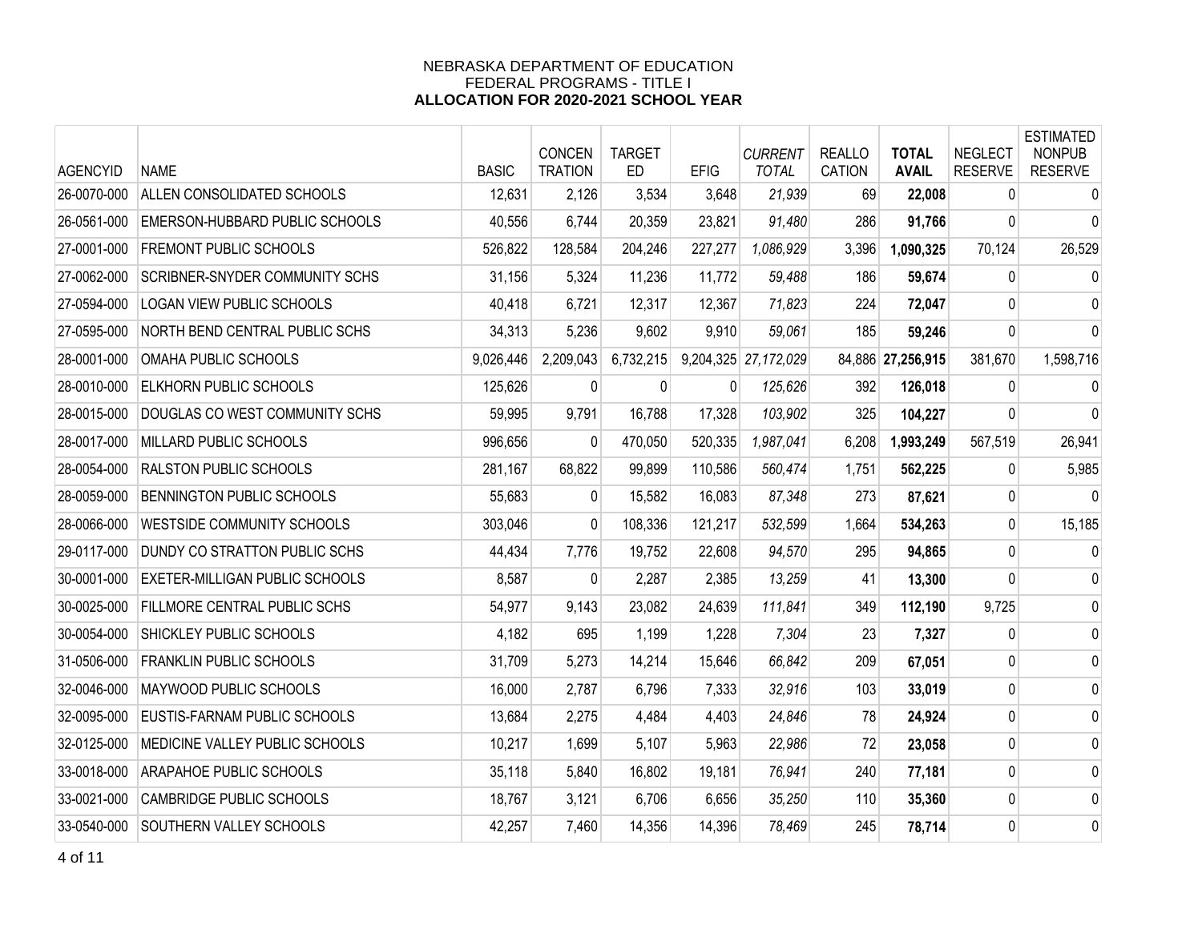NEBRASKA DEPARTMENT OF EDUCATION
FEDERAL PROGRAMS - TITLE I
**ALLOCATION FOR 2020-2021 SCHOOL YEAR**

| AGENCYID | NAME | BASIC | CONCEN TRATION | TARGET ED | EFIG | *CURRENT TOTAL* | REALLO CATION | **TOTAL AVAIL** | NEGLECT RESERVE | ESTIMATED NONPUB RESERVE |
|---|---|---|---|---|---|---|---|---|---|---|
| 26-0070-000 | ALLEN CONSOLIDATED SCHOOLS | 12,631 | 2,126 | 3,534 | 3,648 | *21,939* | 69 | **22,008** | 0 | 0 |
| 26-0561-000 | EMERSON-HUBBARD PUBLIC SCHOOLS | 40,556 | 6,744 | 20,359 | 23,821 | *91,480* | 286 | **91,766** | 0 | 0 |
| 27-0001-000 | FREMONT PUBLIC SCHOOLS | 526,822 | 128,584 | 204,246 | 227,277 | *1,086,929* | 3,396 | **1,090,325** | 70,124 | 26,529 |
| 27-0062-000 | SCRIBNER-SNYDER COMMUNITY SCHS | 31,156 | 5,324 | 11,236 | 11,772 | *59,488* | 186 | **59,674** | 0 | 0 |
| 27-0594-000 | LOGAN VIEW PUBLIC SCHOOLS | 40,418 | 6,721 | 12,317 | 12,367 | *71,823* | 224 | **72,047** | 0 | 0 |
| 27-0595-000 | NORTH BEND CENTRAL PUBLIC SCHS | 34,313 | 5,236 | 9,602 | 9,910 | *59,061* | 185 | **59,246** | 0 | 0 |
| 28-0001-000 | OMAHA PUBLIC SCHOOLS | 9,026,446 | 2,209,043 | 6,732,215 | 9,204,325 | *27,172,029* | 84,886 | **27,256,915** | 381,670 | 1,598,716 |
| 28-0010-000 | ELKHORN PUBLIC SCHOOLS | 125,626 | 0 | 0 | 0 | *125,626* | 392 | **126,018** | 0 | 0 |
| 28-0015-000 | DOUGLAS CO WEST COMMUNITY SCHS | 59,995 | 9,791 | 16,788 | 17,328 | *103,902* | 325 | **104,227** | 0 | 0 |
| 28-0017-000 | MILLARD PUBLIC SCHOOLS | 996,656 | 0 | 470,050 | 520,335 | *1,987,041* | 6,208 | **1,993,249** | 567,519 | 26,941 |
| 28-0054-000 | RALSTON PUBLIC SCHOOLS | 281,167 | 68,822 | 99,899 | 110,586 | *560,474* | 1,751 | **562,225** | 0 | 5,985 |
| 28-0059-000 | BENNINGTON PUBLIC SCHOOLS | 55,683 | 0 | 15,582 | 16,083 | *87,348* | 273 | **87,621** | 0 | 0 |
| 28-0066-000 | WESTSIDE COMMUNITY SCHOOLS | 303,046 | 0 | 108,336 | 121,217 | *532,599* | 1,664 | **534,263** | 0 | 15,185 |
| 29-0117-000 | DUNDY CO STRATTON PUBLIC SCHS | 44,434 | 7,776 | 19,752 | 22,608 | *94,570* | 295 | **94,865** | 0 | 0 |
| 30-0001-000 | EXETER-MILLIGAN PUBLIC SCHOOLS | 8,587 | 0 | 2,287 | 2,385 | *13,259* | 41 | **13,300** | 0 | 0 |
| 30-0025-000 | FILLMORE CENTRAL PUBLIC SCHS | 54,977 | 9,143 | 23,082 | 24,639 | *111,841* | 349 | **112,190** | 9,725 | 0 |
| 30-0054-000 | SHICKLEY PUBLIC SCHOOLS | 4,182 | 695 | 1,199 | 1,228 | *7,304* | 23 | **7,327** | 0 | 0 |
| 31-0506-000 | FRANKLIN PUBLIC SCHOOLS | 31,709 | 5,273 | 14,214 | 15,646 | *66,842* | 209 | **67,051** | 0 | 0 |
| 32-0046-000 | MAYWOOD PUBLIC SCHOOLS | 16,000 | 2,787 | 6,796 | 7,333 | *32,916* | 103 | **33,019** | 0 | 0 |
| 32-0095-000 | EUSTIS-FARNAM PUBLIC SCHOOLS | 13,684 | 2,275 | 4,484 | 4,403 | *24,846* | 78 | **24,924** | 0 | 0 |
| 32-0125-000 | MEDICINE VALLEY PUBLIC SCHOOLS | 10,217 | 1,699 | 5,107 | 5,963 | *22,986* | 72 | **23,058** | 0 | 0 |
| 33-0018-000 | ARAPAHOE PUBLIC SCHOOLS | 35,118 | 5,840 | 16,802 | 19,181 | *76,941* | 240 | **77,181** | 0 | 0 |
| 33-0021-000 | CAMBRIDGE PUBLIC SCHOOLS | 18,767 | 3,121 | 6,706 | 6,656 | *35,250* | 110 | **35,360** | 0 | 0 |
| 33-0540-000 | SOUTHERN VALLEY SCHOOLS | 42,257 | 7,460 | 14,356 | 14,396 | *78,469* | 245 | **78,714** | 0 | 0 |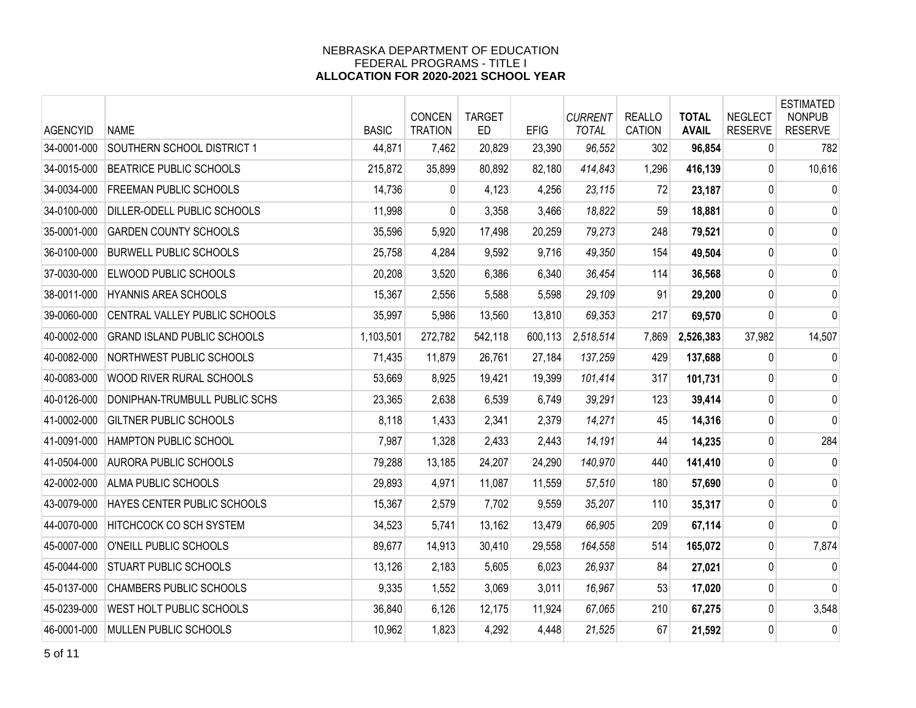NEBRASKA DEPARTMENT OF EDUCATION
FEDERAL PROGRAMS - TITLE I
**ALLOCATION FOR 2020-2021 SCHOOL YEAR**

| AGENCYID | NAME | BASIC | CONCEN TRATION | TARGET ED | EFIG | *CURRENT TOTAL* | REALLO CATION | **TOTAL AVAIL** | NEGLECT RESERVE | ESTIMATED NONPUB RESERVE |
|---|---|---|---|---|---|---|---|---|---|---|
| 34-0001-000 | SOUTHERN SCHOOL DISTRICT 1 | 44,871 | 7,462 | 20,829 | 23,390 | *96,552* | 302 | **96,854** | 0 | 782 |
| 34-0015-000 | BEATRICE PUBLIC SCHOOLS | 215,872 | 35,899 | 80,892 | 82,180 | *414,843* | 1,296 | **416,139** | 0 | 10,616 |
| 34-0034-000 | FREEMAN PUBLIC SCHOOLS | 14,736 | 0 | 4,123 | 4,256 | *23,115* | 72 | **23,187** | 0 | 0 |
| 34-0100-000 | DILLER-ODELL PUBLIC SCHOOLS | 11,998 | 0 | 3,358 | 3,466 | *18,822* | 59 | **18,881** | 0 | 0 |
| 35-0001-000 | GARDEN COUNTY SCHOOLS | 35,596 | 5,920 | 17,498 | 20,259 | *79,273* | 248 | **79,521** | 0 | 0 |
| 36-0100-000 | BURWELL PUBLIC SCHOOLS | 25,758 | 4,284 | 9,592 | 9,716 | *49,350* | 154 | **49,504** | 0 | 0 |
| 37-0030-000 | ELWOOD PUBLIC SCHOOLS | 20,208 | 3,520 | 6,386 | 6,340 | *36,454* | 114 | **36,568** | 0 | 0 |
| 38-0011-000 | HYANNIS AREA SCHOOLS | 15,367 | 2,556 | 5,588 | 5,598 | *29,109* | 91 | **29,200** | 0 | 0 |
| 39-0060-000 | CENTRAL VALLEY PUBLIC SCHOOLS | 35,997 | 5,986 | 13,560 | 13,810 | *69,353* | 217 | **69,570** | 0 | 0 |
| 40-0002-000 | GRAND ISLAND PUBLIC SCHOOLS | 1,103,501 | 272,782 | 542,118 | 600,113 | *2,518,514* | 7,869 | **2,526,383** | 37,982 | 14,507 |
| 40-0082-000 | NORTHWEST PUBLIC SCHOOLS | 71,435 | 11,879 | 26,761 | 27,184 | *137,259* | 429 | **137,688** | 0 | 0 |
| 40-0083-000 | WOOD RIVER RURAL SCHOOLS | 53,669 | 8,925 | 19,421 | 19,399 | *101,414* | 317 | **101,731** | 0 | 0 |
| 40-0126-000 | DONIPHAN-TRUMBULL PUBLIC SCHS | 23,365 | 2,638 | 6,539 | 6,749 | *39,291* | 123 | **39,414** | 0 | 0 |
| 41-0002-000 | GILTNER PUBLIC SCHOOLS | 8,118 | 1,433 | 2,341 | 2,379 | *14,271* | 45 | **14,316** | 0 | 0 |
| 41-0091-000 | HAMPTON PUBLIC SCHOOL | 7,987 | 1,328 | 2,433 | 2,443 | *14,191* | 44 | **14,235** | 0 | 284 |
| 41-0504-000 | AURORA PUBLIC SCHOOLS | 79,288 | 13,185 | 24,207 | 24,290 | *140,970* | 440 | **141,410** | 0 | 0 |
| 42-0002-000 | ALMA PUBLIC SCHOOLS | 29,893 | 4,971 | 11,087 | 11,559 | *57,510* | 180 | **57,690** | 0 | 0 |
| 43-0079-000 | HAYES CENTER PUBLIC SCHOOLS | 15,367 | 2,579 | 7,702 | 9,559 | *35,207* | 110 | **35,317** | 0 | 0 |
| 44-0070-000 | HITCHCOCK CO SCH SYSTEM | 34,523 | 5,741 | 13,162 | 13,479 | *66,905* | 209 | **67,114** | 0 | 0 |
| 45-0007-000 | O'NEILL PUBLIC SCHOOLS | 89,677 | 14,913 | 30,410 | 29,558 | *164,558* | 514 | **165,072** | 0 | 7,874 |
| 45-0044-000 | STUART PUBLIC SCHOOLS | 13,126 | 2,183 | 5,605 | 6,023 | *26,937* | 84 | **27,021** | 0 | 0 |
| 45-0137-000 | CHAMBERS PUBLIC SCHOOLS | 9,335 | 1,552 | 3,069 | 3,011 | *16,967* | 53 | **17,020** | 0 | 0 |
| 45-0239-000 | WEST HOLT PUBLIC SCHOOLS | 36,840 | 6,126 | 12,175 | 11,924 | *67,065* | 210 | **67,275** | 0 | 3,548 |
| 46-0001-000 | MULLEN PUBLIC SCHOOLS | 10,962 | 1,823 | 4,292 | 4,448 | *21,525* | 67 | **21,592** | 0 | 0 |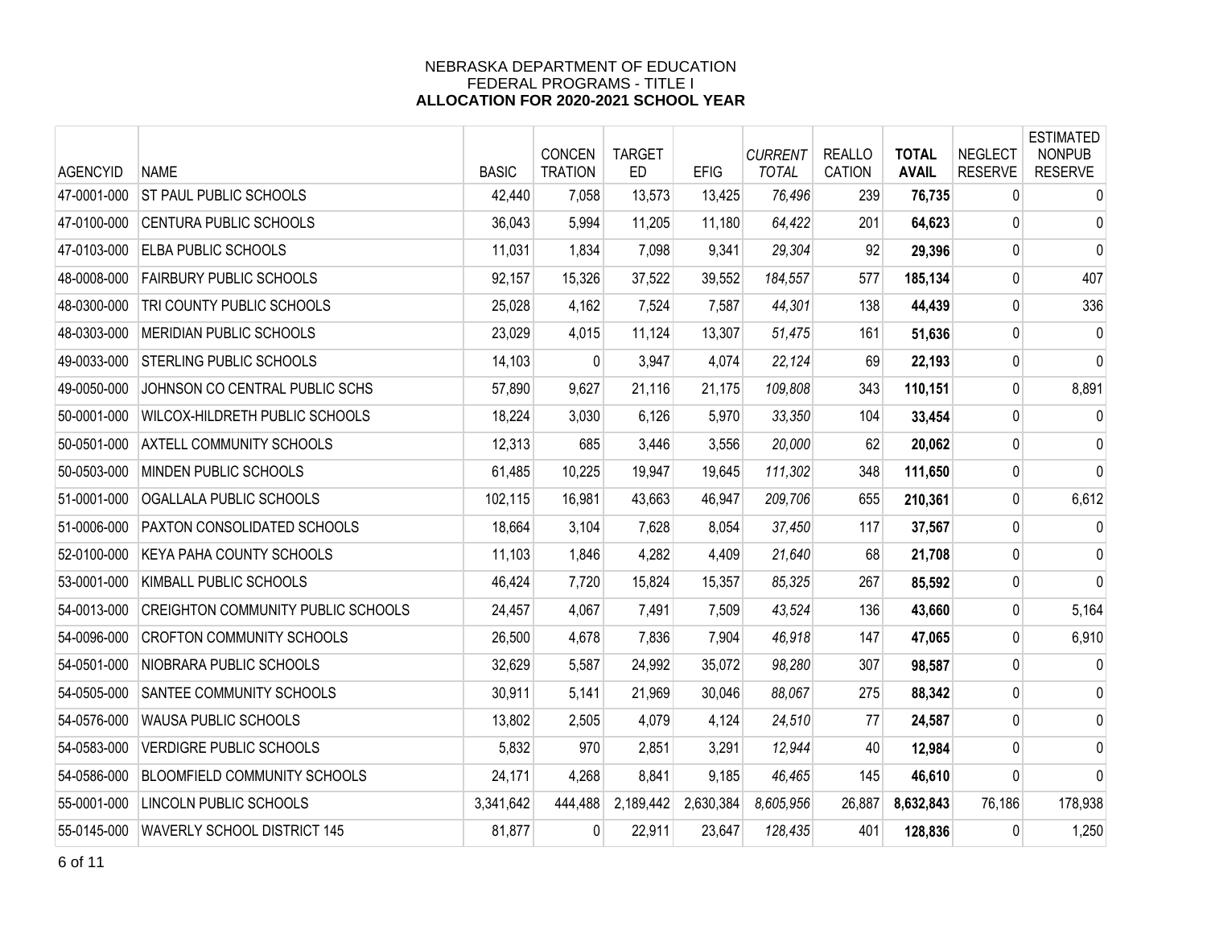NEBRASKA DEPARTMENT OF EDUCATION
FEDERAL PROGRAMS - TITLE I
**ALLOCATION FOR 2020-2021 SCHOOL YEAR**

| AGENCYID | NAME | BASIC | CONCEN TRATION | TARGET ED | EFIG | *CURRENT TOTAL* | REALLO CATION | **TOTAL AVAIL** | NEGLECT RESERVE | ESTIMATED NONPUB RESERVE |
|---|---|---|---|---|---|---|---|---|---|---|
| 47-0001-000 | ST PAUL PUBLIC SCHOOLS | 42,440 | 7,058 | 13,573 | 13,425 | *76,496* | 239 | **76,735** | 0 | 0 |
| 47-0100-000 | CENTURA PUBLIC SCHOOLS | 36,043 | 5,994 | 11,205 | 11,180 | *64,422* | 201 | **64,623** | 0 | 0 |
| 47-0103-000 | ELBA PUBLIC SCHOOLS | 11,031 | 1,834 | 7,098 | 9,341 | *29,304* | 92 | **29,396** | 0 | 0 |
| 48-0008-000 | FAIRBURY PUBLIC SCHOOLS | 92,157 | 15,326 | 37,522 | 39,552 | *184,557* | 577 | **185,134** | 0 | 407 |
| 48-0300-000 | TRI COUNTY PUBLIC SCHOOLS | 25,028 | 4,162 | 7,524 | 7,587 | *44,301* | 138 | **44,439** | 0 | 336 |
| 48-0303-000 | MERIDIAN PUBLIC SCHOOLS | 23,029 | 4,015 | 11,124 | 13,307 | *51,475* | 161 | **51,636** | 0 | 0 |
| 49-0033-000 | STERLING PUBLIC SCHOOLS | 14,103 | 0 | 3,947 | 4,074 | *22,124* | 69 | **22,193** | 0 | 0 |
| 49-0050-000 | JOHNSON CO CENTRAL PUBLIC SCHS | 57,890 | 9,627 | 21,116 | 21,175 | *109,808* | 343 | **110,151** | 0 | 8,891 |
| 50-0001-000 | WILCOX-HILDRETH PUBLIC SCHOOLS | 18,224 | 3,030 | 6,126 | 5,970 | *33,350* | 104 | **33,454** | 0 | 0 |
| 50-0501-000 | AXTELL COMMUNITY SCHOOLS | 12,313 | 685 | 3,446 | 3,556 | *20,000* | 62 | **20,062** | 0 | 0 |
| 50-0503-000 | MINDEN PUBLIC SCHOOLS | 61,485 | 10,225 | 19,947 | 19,645 | *111,302* | 348 | **111,650** | 0 | 0 |
| 51-0001-000 | OGALLALA PUBLIC SCHOOLS | 102,115 | 16,981 | 43,663 | 46,947 | *209,706* | 655 | **210,361** | 0 | 6,612 |
| 51-0006-000 | PAXTON CONSOLIDATED SCHOOLS | 18,664 | 3,104 | 7,628 | 8,054 | *37,450* | 117 | **37,567** | 0 | 0 |
| 52-0100-000 | KEYA PAHA COUNTY SCHOOLS | 11,103 | 1,846 | 4,282 | 4,409 | *21,640* | 68 | **21,708** | 0 | 0 |
| 53-0001-000 | KIMBALL PUBLIC SCHOOLS | 46,424 | 7,720 | 15,824 | 15,357 | *85,325* | 267 | **85,592** | 0 | 0 |
| 54-0013-000 | CREIGHTON COMMUNITY PUBLIC SCHOOLS | 24,457 | 4,067 | 7,491 | 7,509 | *43,524* | 136 | **43,660** | 0 | 5,164 |
| 54-0096-000 | CROFTON COMMUNITY SCHOOLS | 26,500 | 4,678 | 7,836 | 7,904 | *46,918* | 147 | **47,065** | 0 | 6,910 |
| 54-0501-000 | NIOBRARA PUBLIC SCHOOLS | 32,629 | 5,587 | 24,992 | 35,072 | *98,280* | 307 | **98,587** | 0 | 0 |
| 54-0505-000 | SANTEE COMMUNITY SCHOOLS | 30,911 | 5,141 | 21,969 | 30,046 | *88,067* | 275 | **88,342** | 0 | 0 |
| 54-0576-000 | WAUSA PUBLIC SCHOOLS | 13,802 | 2,505 | 4,079 | 4,124 | *24,510* | 77 | **24,587** | 0 | 0 |
| 54-0583-000 | VERDIGRE PUBLIC SCHOOLS | 5,832 | 970 | 2,851 | 3,291 | *12,944* | 40 | **12,984** | 0 | 0 |
| 54-0586-000 | BLOOMFIELD COMMUNITY SCHOOLS | 24,171 | 4,268 | 8,841 | 9,185 | *46,465* | 145 | **46,610** | 0 | 0 |
| 55-0001-000 | LINCOLN PUBLIC SCHOOLS | 3,341,642 | 444,488 | 2,189,442 | 2,630,384 | *8,605,956* | 26,887 | **8,632,843** | 76,186 | 178,938 |
| 55-0145-000 | WAVERLY SCHOOL DISTRICT 145 | 81,877 | 0 | 22,911 | 23,647 | *128,435* | 401 | **128,836** | 0 | 1,250 |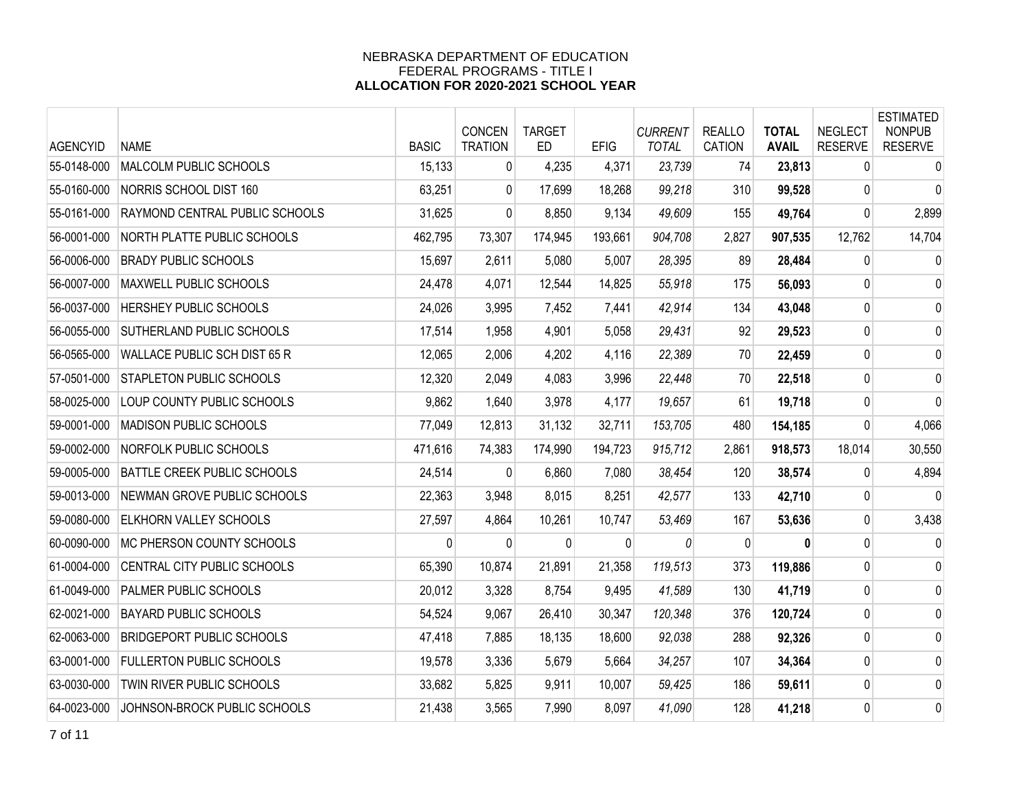NEBRASKA DEPARTMENT OF EDUCATION
FEDERAL PROGRAMS - TITLE I
**ALLOCATION FOR 2020-2021 SCHOOL YEAR**

| AGENCYID | NAME | BASIC | CONCEN TRATION | TARGET ED | EFIG | *CURRENT TOTAL* | REALLO CATION | **TOTAL AVAIL** | NEGLECT RESERVE | ESTIMATED NONPUB RESERVE |
|---|---|---|---|---|---|---|---|---|---|---|
| 55-0148-000 | MALCOLM PUBLIC SCHOOLS | 15,133 | 0 | 4,235 | 4,371 | *23,739* | 74 | **23,813** | 0 | 0 |
| 55-0160-000 | NORRIS SCHOOL DIST 160 | 63,251 | 0 | 17,699 | 18,268 | *99,218* | 310 | **99,528** | 0 | 0 |
| 55-0161-000 | RAYMOND CENTRAL PUBLIC SCHOOLS | 31,625 | 0 | 8,850 | 9,134 | *49,609* | 155 | **49,764** | 0 | 2,899 |
| 56-0001-000 | NORTH PLATTE PUBLIC SCHOOLS | 462,795 | 73,307 | 174,945 | 193,661 | *904,708* | 2,827 | **907,535** | 12,762 | 14,704 |
| 56-0006-000 | BRADY PUBLIC SCHOOLS | 15,697 | 2,611 | 5,080 | 5,007 | *28,395* | 89 | **28,484** | 0 | 0 |
| 56-0007-000 | MAXWELL PUBLIC SCHOOLS | 24,478 | 4,071 | 12,544 | 14,825 | *55,918* | 175 | **56,093** | 0 | 0 |
| 56-0037-000 | HERSHEY PUBLIC SCHOOLS | 24,026 | 3,995 | 7,452 | 7,441 | *42,914* | 134 | **43,048** | 0 | 0 |
| 56-0055-000 | SUTHERLAND PUBLIC SCHOOLS | 17,514 | 1,958 | 4,901 | 5,058 | *29,431* | 92 | **29,523** | 0 | 0 |
| 56-0565-000 | WALLACE PUBLIC SCH DIST 65 R | 12,065 | 2,006 | 4,202 | 4,116 | *22,389* | 70 | **22,459** | 0 | 0 |
| 57-0501-000 | STAPLETON PUBLIC SCHOOLS | 12,320 | 2,049 | 4,083 | 3,996 | *22,448* | 70 | **22,518** | 0 | 0 |
| 58-0025-000 | LOUP COUNTY PUBLIC SCHOOLS | 9,862 | 1,640 | 3,978 | 4,177 | *19,657* | 61 | **19,718** | 0 | 0 |
| 59-0001-000 | MADISON PUBLIC SCHOOLS | 77,049 | 12,813 | 31,132 | 32,711 | *153,705* | 480 | **154,185** | 0 | 4,066 |
| 59-0002-000 | NORFOLK PUBLIC SCHOOLS | 471,616 | 74,383 | 174,990 | 194,723 | *915,712* | 2,861 | **918,573** | 18,014 | 30,550 |
| 59-0005-000 | BATTLE CREEK PUBLIC SCHOOLS | 24,514 | 0 | 6,860 | 7,080 | *38,454* | 120 | **38,574** | 0 | 4,894 |
| 59-0013-000 | NEWMAN GROVE PUBLIC SCHOOLS | 22,363 | 3,948 | 8,015 | 8,251 | *42,577* | 133 | **42,710** | 0 | 0 |
| 59-0080-000 | ELKHORN VALLEY SCHOOLS | 27,597 | 4,864 | 10,261 | 10,747 | *53,469* | 167 | **53,636** | 0 | 3,438 |
| 60-0090-000 | MC PHERSON COUNTY SCHOOLS | 0 | 0 | 0 | 0 | *0* | 0 | **0** | 0 | 0 |
| 61-0004-000 | CENTRAL CITY PUBLIC SCHOOLS | 65,390 | 10,874 | 21,891 | 21,358 | *119,513* | 373 | **119,886** | 0 | 0 |
| 61-0049-000 | PALMER PUBLIC SCHOOLS | 20,012 | 3,328 | 8,754 | 9,495 | *41,589* | 130 | **41,719** | 0 | 0 |
| 62-0021-000 | BAYARD PUBLIC SCHOOLS | 54,524 | 9,067 | 26,410 | 30,347 | *120,348* | 376 | **120,724** | 0 | 0 |
| 62-0063-000 | BRIDGEPORT PUBLIC SCHOOLS | 47,418 | 7,885 | 18,135 | 18,600 | *92,038* | 288 | **92,326** | 0 | 0 |
| 63-0001-000 | FULLERTON PUBLIC SCHOOLS | 19,578 | 3,336 | 5,679 | 5,664 | *34,257* | 107 | **34,364** | 0 | 0 |
| 63-0030-000 | TWIN RIVER PUBLIC SCHOOLS | 33,682 | 5,825 | 9,911 | 10,007 | *59,425* | 186 | **59,611** | 0 | 0 |
| 64-0023-000 | JOHNSON-BROCK PUBLIC SCHOOLS | 21,438 | 3,565 | 7,990 | 8,097 | *41,090* | 128 | **41,218** | 0 | 0 |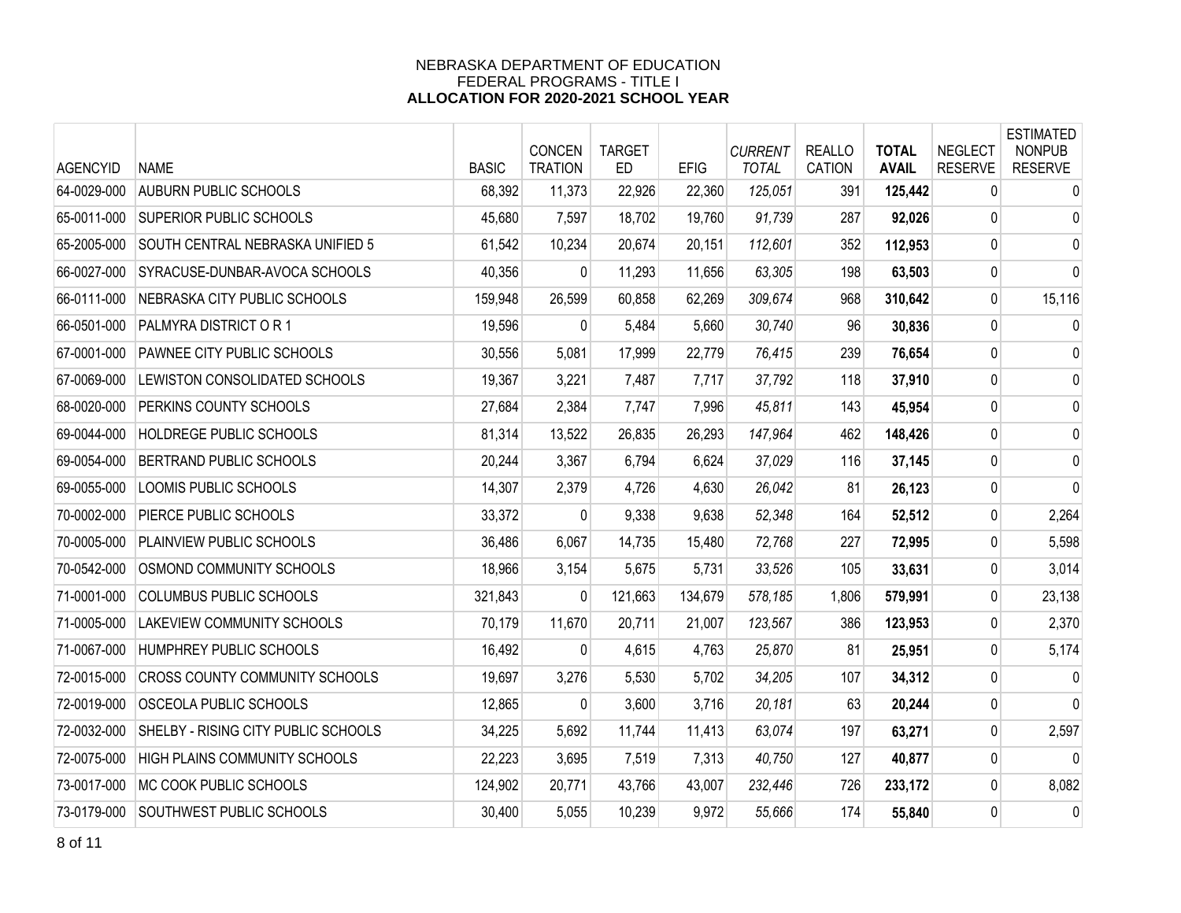NEBRASKA DEPARTMENT OF EDUCATION
FEDERAL PROGRAMS - TITLE I
**ALLOCATION FOR 2020-2021 SCHOOL YEAR**

| AGENCYID | NAME | BASIC | CONCEN TRATION | TARGET ED | EFIG | *CURRENT TOTAL* | REALLO CATION | **TOTAL AVAIL** | NEGLECT RESERVE | ESTIMATED NONPUB RESERVE |
|---|---|---|---|---|---|---|---|---|---|---|
| 64-0029-000 | AUBURN PUBLIC SCHOOLS | 68,392 | 11,373 | 22,926 | 22,360 | *125,051* | 391 | **125,442** | 0 | 0 |
| 65-0011-000 | SUPERIOR PUBLIC SCHOOLS | 45,680 | 7,597 | 18,702 | 19,760 | *91,739* | 287 | **92,026** | 0 | 0 |
| 65-2005-000 | SOUTH CENTRAL NEBRASKA UNIFIED 5 | 61,542 | 10,234 | 20,674 | 20,151 | *112,601* | 352 | **112,953** | 0 | 0 |
| 66-0027-000 | SYRACUSE-DUNBAR-AVOCA SCHOOLS | 40,356 | 0 | 11,293 | 11,656 | *63,305* | 198 | **63,503** | 0 | 0 |
| 66-0111-000 | NEBRASKA CITY PUBLIC SCHOOLS | 159,948 | 26,599 | 60,858 | 62,269 | *309,674* | 968 | **310,642** | 0 | 15,116 |
| 66-0501-000 | PALMYRA DISTRICT O R 1 | 19,596 | 0 | 5,484 | 5,660 | *30,740* | 96 | **30,836** | 0 | 0 |
| 67-0001-000 | PAWNEE CITY PUBLIC SCHOOLS | 30,556 | 5,081 | 17,999 | 22,779 | *76,415* | 239 | **76,654** | 0 | 0 |
| 67-0069-000 | LEWISTON CONSOLIDATED SCHOOLS | 19,367 | 3,221 | 7,487 | 7,717 | *37,792* | 118 | **37,910** | 0 | 0 |
| 68-0020-000 | PERKINS COUNTY SCHOOLS | 27,684 | 2,384 | 7,747 | 7,996 | *45,811* | 143 | **45,954** | 0 | 0 |
| 69-0044-000 | HOLDREGE PUBLIC SCHOOLS | 81,314 | 13,522 | 26,835 | 26,293 | *147,964* | 462 | **148,426** | 0 | 0 |
| 69-0054-000 | BERTRAND PUBLIC SCHOOLS | 20,244 | 3,367 | 6,794 | 6,624 | *37,029* | 116 | **37,145** | 0 | 0 |
| 69-0055-000 | LOOMIS PUBLIC SCHOOLS | 14,307 | 2,379 | 4,726 | 4,630 | *26,042* | 81 | **26,123** | 0 | 0 |
| 70-0002-000 | PIERCE PUBLIC SCHOOLS | 33,372 | 0 | 9,338 | 9,638 | *52,348* | 164 | **52,512** | 0 | 2,264 |
| 70-0005-000 | PLAINVIEW PUBLIC SCHOOLS | 36,486 | 6,067 | 14,735 | 15,480 | *72,768* | 227 | **72,995** | 0 | 5,598 |
| 70-0542-000 | OSMOND COMMUNITY SCHOOLS | 18,966 | 3,154 | 5,675 | 5,731 | *33,526* | 105 | **33,631** | 0 | 3,014 |
| 71-0001-000 | COLUMBUS PUBLIC SCHOOLS | 321,843 | 0 | 121,663 | 134,679 | *578,185* | 1,806 | **579,991** | 0 | 23,138 |
| 71-0005-000 | LAKEVIEW COMMUNITY SCHOOLS | 70,179 | 11,670 | 20,711 | 21,007 | *123,567* | 386 | **123,953** | 0 | 2,370 |
| 71-0067-000 | HUMPHREY PUBLIC SCHOOLS | 16,492 | 0 | 4,615 | 4,763 | *25,870* | 81 | **25,951** | 0 | 5,174 |
| 72-0015-000 | CROSS COUNTY COMMUNITY SCHOOLS | 19,697 | 3,276 | 5,530 | 5,702 | *34,205* | 107 | **34,312** | 0 | 0 |
| 72-0019-000 | OSCEOLA PUBLIC SCHOOLS | 12,865 | 0 | 3,600 | 3,716 | *20,181* | 63 | **20,244** | 0 | 0 |
| 72-0032-000 | SHELBY - RISING CITY PUBLIC SCHOOLS | 34,225 | 5,692 | 11,744 | 11,413 | *63,074* | 197 | **63,271** | 0 | 2,597 |
| 72-0075-000 | HIGH PLAINS COMMUNITY SCHOOLS | 22,223 | 3,695 | 7,519 | 7,313 | *40,750* | 127 | **40,877** | 0 | 0 |
| 73-0017-000 | MC COOK PUBLIC SCHOOLS | 124,902 | 20,771 | 43,766 | 43,007 | *232,446* | 726 | **233,172** | 0 | 8,082 |
| 73-0179-000 | SOUTHWEST PUBLIC SCHOOLS | 30,400 | 5,055 | 10,239 | 9,972 | *55,666* | 174 | **55,840** | 0 | 0 |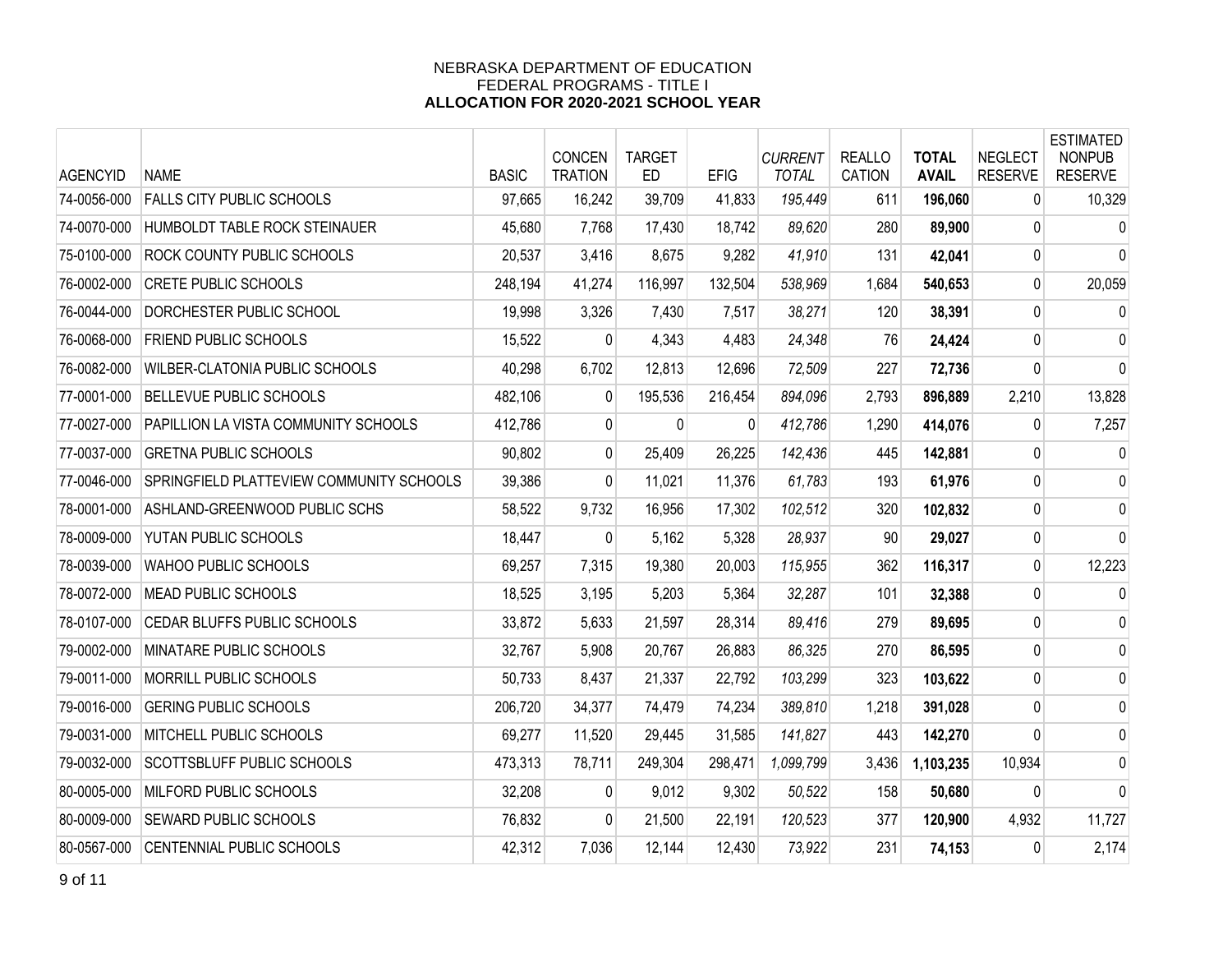NEBRASKA DEPARTMENT OF EDUCATION
FEDERAL PROGRAMS - TITLE I
**ALLOCATION FOR 2020-2021 SCHOOL YEAR**

| AGENCYID | NAME | BASIC | CONCEN TRATION | TARGET ED | EFIG | *CURRENT TOTAL* | REALLO CATION | **TOTAL AVAIL** | NEGLECT RESERVE | ESTIMATED NONPUB RESERVE |
|---|---|---|---|---|---|---|---|---|---|---|
| 74-0056-000 | FALLS CITY PUBLIC SCHOOLS | 97,665 | 16,242 | 39,709 | 41,833 | *195,449* | 611 | **196,060** | 0 | 10,329 |
| 74-0070-000 | HUMBOLDT TABLE ROCK STEINAUER | 45,680 | 7,768 | 17,430 | 18,742 | *89,620* | 280 | **89,900** | 0 | 0 |
| 75-0100-000 | ROCK COUNTY PUBLIC SCHOOLS | 20,537 | 3,416 | 8,675 | 9,282 | *41,910* | 131 | **42,041** | 0 | 0 |
| 76-0002-000 | CRETE PUBLIC SCHOOLS | 248,194 | 41,274 | 116,997 | 132,504 | *538,969* | 1,684 | **540,653** | 0 | 20,059 |
| 76-0044-000 | DORCHESTER PUBLIC SCHOOL | 19,998 | 3,326 | 7,430 | 7,517 | *38,271* | 120 | **38,391** | 0 | 0 |
| 76-0068-000 | FRIEND PUBLIC SCHOOLS | 15,522 | 0 | 4,343 | 4,483 | *24,348* | 76 | **24,424** | 0 | 0 |
| 76-0082-000 | WILBER-CLATONIA PUBLIC SCHOOLS | 40,298 | 6,702 | 12,813 | 12,696 | *72,509* | 227 | **72,736** | 0 | 0 |
| 77-0001-000 | BELLEVUE PUBLIC SCHOOLS | 482,106 | 0 | 195,536 | 216,454 | *894,096* | 2,793 | **896,889** | 2,210 | 13,828 |
| 77-0027-000 | PAPILLION LA VISTA COMMUNITY SCHOOLS | 412,786 | 0 | 0 | 0 | *412,786* | 1,290 | **414,076** | 0 | 7,257 |
| 77-0037-000 | GRETNA PUBLIC SCHOOLS | 90,802 | 0 | 25,409 | 26,225 | *142,436* | 445 | **142,881** | 0 | 0 |
| 77-0046-000 | SPRINGFIELD PLATTEVIEW COMMUNITY SCHOOLS | 39,386 | 0 | 11,021 | 11,376 | *61,783* | 193 | **61,976** | 0 | 0 |
| 78-0001-000 | ASHLAND-GREENWOOD PUBLIC SCHS | 58,522 | 9,732 | 16,956 | 17,302 | *102,512* | 320 | **102,832** | 0 | 0 |
| 78-0009-000 | YUTAN PUBLIC SCHOOLS | 18,447 | 0 | 5,162 | 5,328 | *28,937* | 90 | **29,027** | 0 | 0 |
| 78-0039-000 | WAHOO PUBLIC SCHOOLS | 69,257 | 7,315 | 19,380 | 20,003 | *115,955* | 362 | **116,317** | 0 | 12,223 |
| 78-0072-000 | MEAD PUBLIC SCHOOLS | 18,525 | 3,195 | 5,203 | 5,364 | *32,287* | 101 | **32,388** | 0 | 0 |
| 78-0107-000 | CEDAR BLUFFS PUBLIC SCHOOLS | 33,872 | 5,633 | 21,597 | 28,314 | *89,416* | 279 | **89,695** | 0 | 0 |
| 79-0002-000 | MINATARE PUBLIC SCHOOLS | 32,767 | 5,908 | 20,767 | 26,883 | *86,325* | 270 | **86,595** | 0 | 0 |
| 79-0011-000 | MORRILL PUBLIC SCHOOLS | 50,733 | 8,437 | 21,337 | 22,792 | *103,299* | 323 | **103,622** | 0 | 0 |
| 79-0016-000 | GERING PUBLIC SCHOOLS | 206,720 | 34,377 | 74,479 | 74,234 | *389,810* | 1,218 | **391,028** | 0 | 0 |
| 79-0031-000 | MITCHELL PUBLIC SCHOOLS | 69,277 | 11,520 | 29,445 | 31,585 | *141,827* | 443 | **142,270** | 0 | 0 |
| 79-0032-000 | SCOTTSBLUFF PUBLIC SCHOOLS | 473,313 | 78,711 | 249,304 | 298,471 | *1,099,799* | 3,436 | **1,103,235** | 10,934 | 0 |
| 80-0005-000 | MILFORD PUBLIC SCHOOLS | 32,208 | 0 | 9,012 | 9,302 | *50,522* | 158 | **50,680** | 0 | 0 |
| 80-0009-000 | SEWARD PUBLIC SCHOOLS | 76,832 | 0 | 21,500 | 22,191 | *120,523* | 377 | **120,900** | 4,932 | 11,727 |
| 80-0567-000 | CENTENNIAL PUBLIC SCHOOLS | 42,312 | 7,036 | 12,144 | 12,430 | *73,922* | 231 | **74,153** | 0 | 2,174 |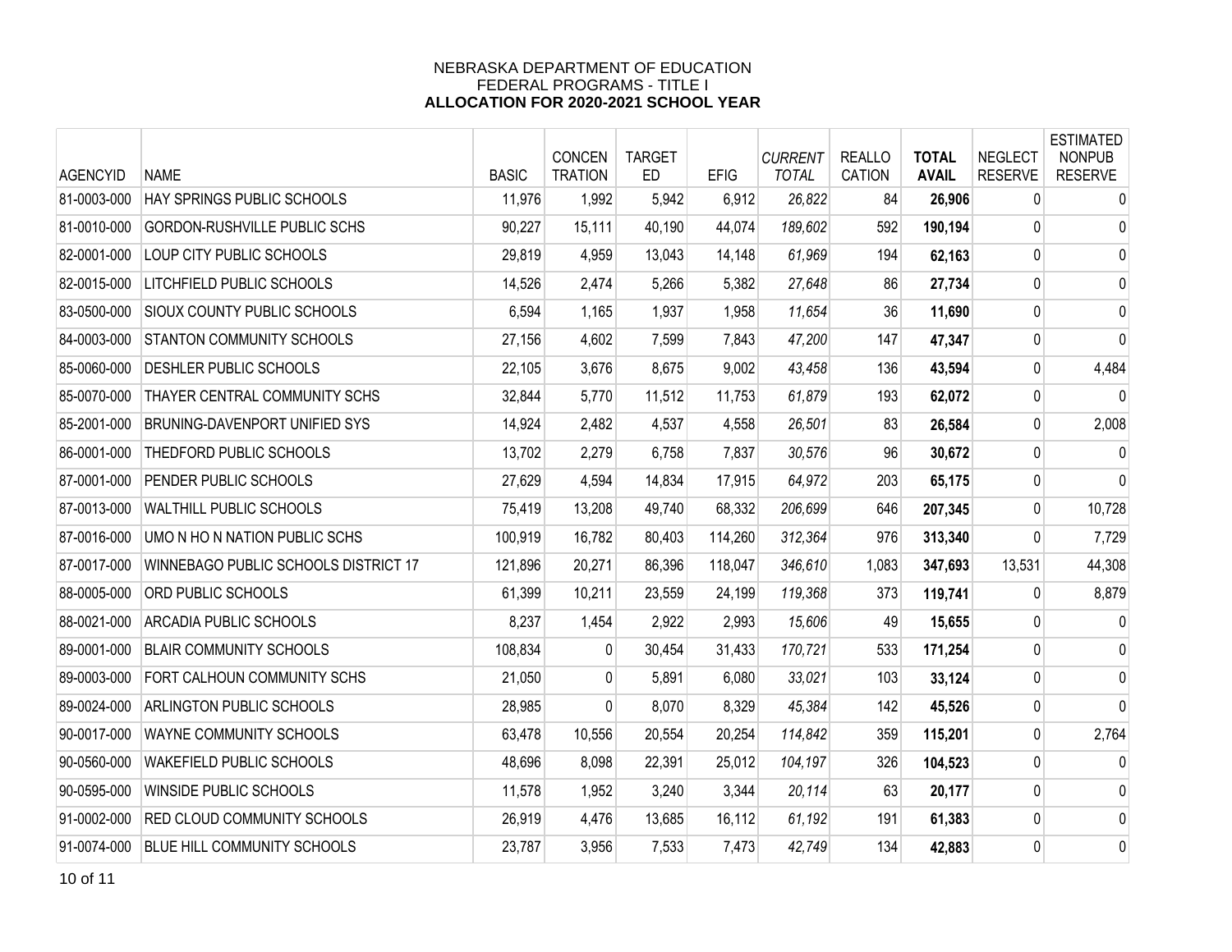NEBRASKA DEPARTMENT OF EDUCATION
FEDERAL PROGRAMS - TITLE I
**ALLOCATION FOR 2020-2021 SCHOOL YEAR**

| AGENCYID | NAME | BASIC | CONCEN TRATION | TARGET ED | EFIG | *CURRENT TOTAL* | REALLO CATION | **TOTAL AVAIL** | NEGLECT RESERVE | ESTIMATED NONPUB RESERVE |
|---|---|---|---|---|---|---|---|---|---|---|
| 81-0003-000 | HAY SPRINGS PUBLIC SCHOOLS | 11,976 | 1,992 | 5,942 | 6,912 | *26,822* | 84 | **26,906** | 0 | 0 |
| 81-0010-000 | GORDON-RUSHVILLE PUBLIC SCHS | 90,227 | 15,111 | 40,190 | 44,074 | *189,602* | 592 | **190,194** | 0 | 0 |
| 82-0001-000 | LOUP CITY PUBLIC SCHOOLS | 29,819 | 4,959 | 13,043 | 14,148 | *61,969* | 194 | **62,163** | 0 | 0 |
| 82-0015-000 | LITCHFIELD PUBLIC SCHOOLS | 14,526 | 2,474 | 5,266 | 5,382 | *27,648* | 86 | **27,734** | 0 | 0 |
| 83-0500-000 | SIOUX COUNTY PUBLIC SCHOOLS | 6,594 | 1,165 | 1,937 | 1,958 | *11,654* | 36 | **11,690** | 0 | 0 |
| 84-0003-000 | STANTON COMMUNITY SCHOOLS | 27,156 | 4,602 | 7,599 | 7,843 | *47,200* | 147 | **47,347** | 0 | 0 |
| 85-0060-000 | DESHLER PUBLIC SCHOOLS | 22,105 | 3,676 | 8,675 | 9,002 | *43,458* | 136 | **43,594** | 0 | 4,484 |
| 85-0070-000 | THAYER CENTRAL COMMUNITY SCHS | 32,844 | 5,770 | 11,512 | 11,753 | *61,879* | 193 | **62,072** | 0 | 0 |
| 85-2001-000 | BRUNING-DAVENPORT UNIFIED SYS | 14,924 | 2,482 | 4,537 | 4,558 | *26,501* | 83 | **26,584** | 0 | 2,008 |
| 86-0001-000 | THEDFORD PUBLIC SCHOOLS | 13,702 | 2,279 | 6,758 | 7,837 | *30,576* | 96 | **30,672** | 0 | 0 |
| 87-0001-000 | PENDER PUBLIC SCHOOLS | 27,629 | 4,594 | 14,834 | 17,915 | *64,972* | 203 | **65,175** | 0 | 0 |
| 87-0013-000 | WALTHILL PUBLIC SCHOOLS | 75,419 | 13,208 | 49,740 | 68,332 | *206,699* | 646 | **207,345** | 0 | 10,728 |
| 87-0016-000 | UMO N HO N NATION PUBLIC SCHS | 100,919 | 16,782 | 80,403 | 114,260 | *312,364* | 976 | **313,340** | 0 | 7,729 |
| 87-0017-000 | WINNEBAGO PUBLIC SCHOOLS DISTRICT 17 | 121,896 | 20,271 | 86,396 | 118,047 | *346,610* | 1,083 | **347,693** | 13,531 | 44,308 |
| 88-0005-000 | ORD PUBLIC SCHOOLS | 61,399 | 10,211 | 23,559 | 24,199 | *119,368* | 373 | **119,741** | 0 | 8,879 |
| 88-0021-000 | ARCADIA PUBLIC SCHOOLS | 8,237 | 1,454 | 2,922 | 2,993 | *15,606* | 49 | **15,655** | 0 | 0 |
| 89-0001-000 | BLAIR COMMUNITY SCHOOLS | 108,834 | 0 | 30,454 | 31,433 | *170,721* | 533 | **171,254** | 0 | 0 |
| 89-0003-000 | FORT CALHOUN COMMUNITY SCHS | 21,050 | 0 | 5,891 | 6,080 | *33,021* | 103 | **33,124** | 0 | 0 |
| 89-0024-000 | ARLINGTON PUBLIC SCHOOLS | 28,985 | 0 | 8,070 | 8,329 | *45,384* | 142 | **45,526** | 0 | 0 |
| 90-0017-000 | WAYNE COMMUNITY SCHOOLS | 63,478 | 10,556 | 20,554 | 20,254 | *114,842* | 359 | **115,201** | 0 | 2,764 |
| 90-0560-000 | WAKEFIELD PUBLIC SCHOOLS | 48,696 | 8,098 | 22,391 | 25,012 | *104,197* | 326 | **104,523** | 0 | 0 |
| 90-0595-000 | WINSIDE PUBLIC SCHOOLS | 11,578 | 1,952 | 3,240 | 3,344 | *20,114* | 63 | **20,177** | 0 | 0 |
| 91-0002-000 | RED CLOUD COMMUNITY SCHOOLS | 26,919 | 4,476 | 13,685 | 16,112 | *61,192* | 191 | **61,383** | 0 | 0 |
| 91-0074-000 | BLUE HILL COMMUNITY SCHOOLS | 23,787 | 3,956 | 7,533 | 7,473 | *42,749* | 134 | **42,883** | 0 | 0 |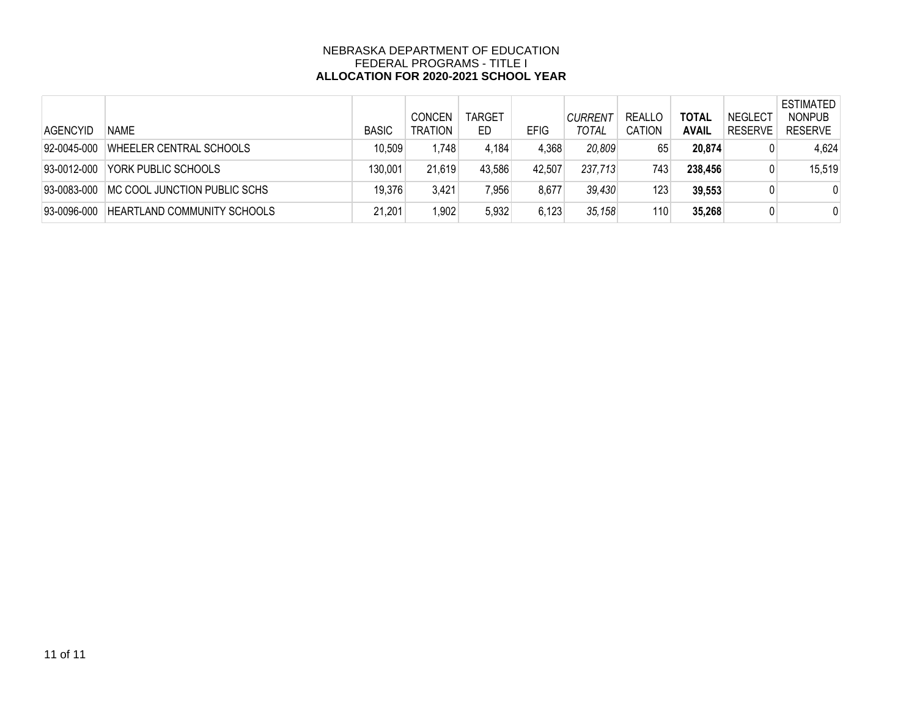NEBRASKA DEPARTMENT OF EDUCATION
FEDERAL PROGRAMS - TITLE I
**ALLOCATION FOR 2020-2021 SCHOOL YEAR**

| AGENCYID | NAME | BASIC | CONCEN TRATION | TARGET ED | EFIG | *CURRENT TOTAL* | REALLO CATION | **TOTAL AVAIL** | NEGLECT RESERVE | ESTIMATED NONPUB RESERVE |
|---|---|---|---|---|---|---|---|---|---|---|
| 92-0045-000 | WHEELER CENTRAL SCHOOLS | 10,509 | 1,748 | 4,184 | 4,368 | *20,809* | 65 | **20,874** | 0 | 4,624 |
| 93-0012-000 | YORK PUBLIC SCHOOLS | 130,001 | 21,619 | 43,586 | 42,507 | *237,713* | 743 | **238,456** | 0 | 15,519 |
| 93-0083-000 | MC COOL JUNCTION PUBLIC SCHS | 19,376 | 3,421 | 7,956 | 8,677 | *39,430* | 123 | **39,553** | 0 | 0 |
| 93-0096-000 | HEARTLAND COMMUNITY SCHOOLS | 21,201 | 1,902 | 5,932 | 6,123 | *35,158* | 110 | **35,268** | 0 | 0 |